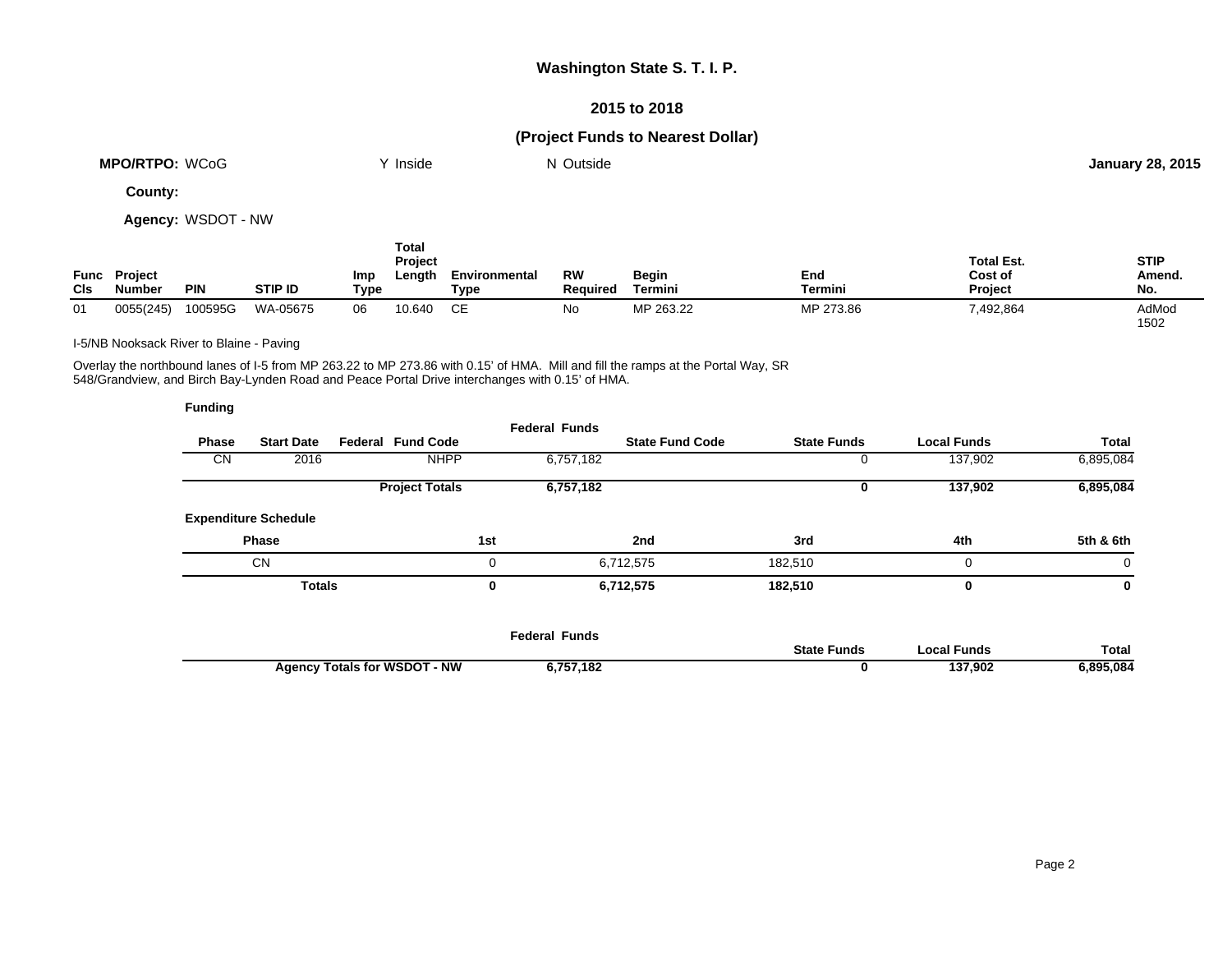# Washington State S. T. I. P.

## 2015 to 2018

## (Project Funds to Nearest Dollar)

**MPO/RTPO:** WCoG    Y Inside    N Outside    **January 28, 2015**

**County:**

**Agency:** WSDOT - NW

| Func Cls | Project Number | PIN | STIP ID | Imp Type | Total Project Length | Environmental Type | RW Required | Begin Termini | End Termini | Total Est. Cost of Project | STIP Amend. No. |
|---|---|---|---|---|---|---|---|---|---|---|---|
| 01 | 0055(245) | 100595G | WA-05675 | 06 | 10.640 | CE | No | MP 263.22 | MP 273.86 | 7,492,864 | AdMod 1502 |

I-5/NB Nooksack River to Blaine - Paving

Overlay the northbound lanes of I-5 from MP 263.22 to MP 273.86 with 0.15' of HMA. Mill and fill the ramps at the Portal Way, SR 548/Grandview, and Birch Bay-Lynden Road and Peace Portal Drive interchanges with 0.15' of HMA.

**Funding**

| Phase | Start Date | Federal Fund Code | Federal Funds | State Fund Code | State Funds | Local Funds | Total |
|---|---|---|---|---|---|---|---|
| CN | 2016 | NHPP | 6,757,182 | | 0 | 137,902 | 6,895,084 |
| | | **Project Totals** | **6,757,182** | | **0** | **137,902** | **6,895,084** |

**Expenditure Schedule**

| Phase | 1st | 2nd | 3rd | 4th | 5th & 6th |
|---|---|---|---|---|---|
| CN | 0 | 6,712,575 | 182,510 | 0 | 0 |
| **Totals** | **0** | **6,712,575** | **182,510** | **0** | **0** |

| | Federal Funds | State Funds | Local Funds | Total |
|---|---|---|---|---|
| **Agency Totals for WSDOT - NW** | **6,757,182** | **0** | **137,902** | **6,895,084** |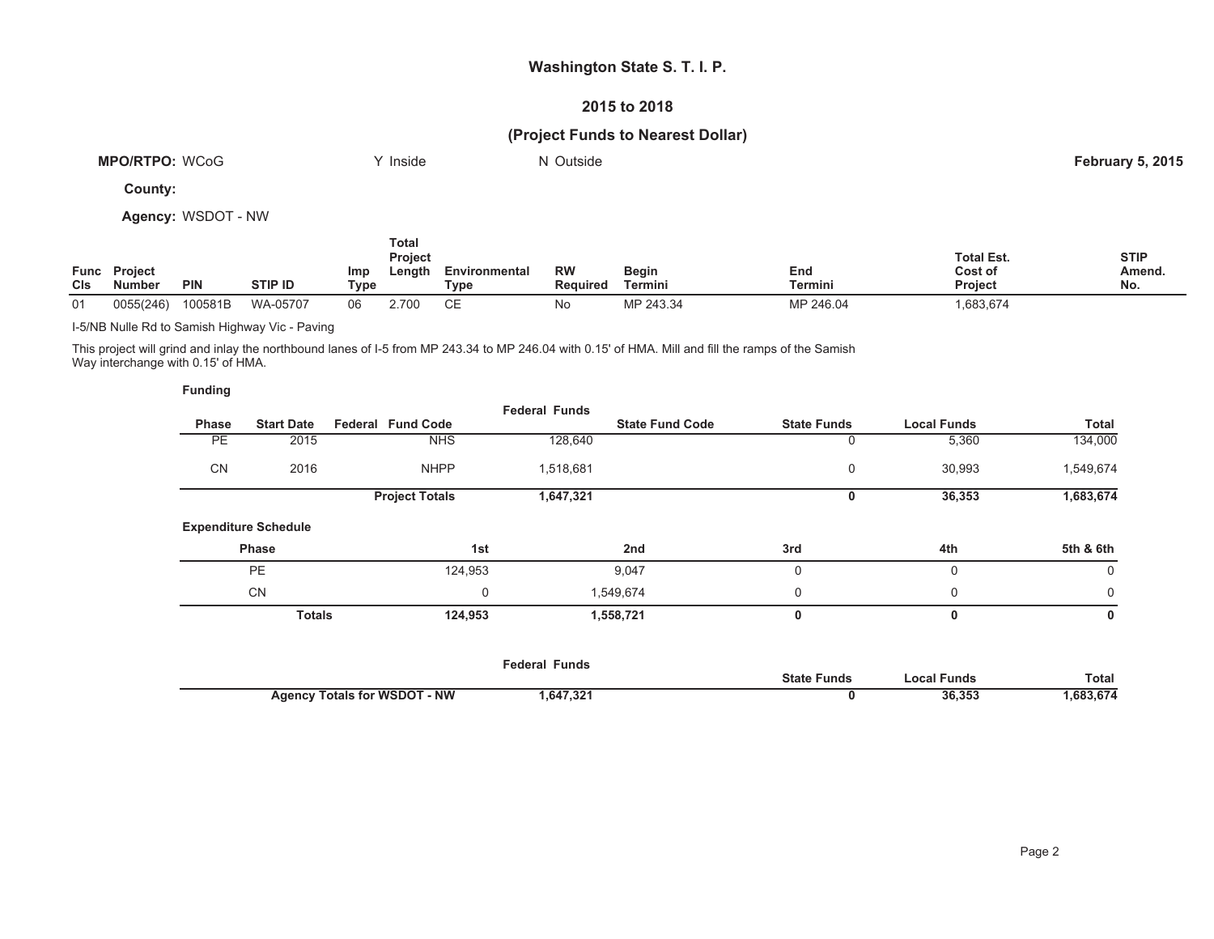# Washington State S. T. I. P.

## 2015 to 2018

### (Project Funds to Nearest Dollar)

**MPO/RTPO:** WCoG &nbsp;&nbsp;&nbsp;&nbsp; Y Inside &nbsp;&nbsp;&nbsp;&nbsp; N Outside &nbsp;&nbsp;&nbsp;&nbsp; **February 5, 2015**

**County:**

**Agency:** WSDOT - NW

| Func Cls | Project Number | PIN | STIP ID | Imp Type | Total Project Length | Environmental Type | RW Required | Begin Termini | End Termini | Total Est. Cost of Project | STIP Amend. No. |
|---|---|---|---|---|---|---|---|---|---|---|---|
| 01 | 0055(246) | 100581B | WA-05707 | 06 | 2.700 | CE | No | MP 243.34 | MP 246.04 | 1,683,674 | |

I-5/NB Nulle Rd to Samish Highway Vic - Paving

This project will grind and inlay the northbound lanes of I-5 from MP 243.34 to MP 246.04 with 0.15' of HMA. Mill and fill the ramps of the Samish Way interchange with 0.15' of HMA.

**Funding**

| Phase | Start Date | Federal Fund Code | Federal Funds | State Fund Code | State Funds | Local Funds | Total |
|---|---|---|---|---|---|---|---|
| PE | 2015 | NHS | 128,640 | | 0 | 5,360 | 134,000 |
| CN | 2016 | NHPP | 1,518,681 | | 0 | 30,993 | 1,549,674 |
| | | **Project Totals** | **1,647,321** | | **0** | **36,353** | **1,683,674** |

**Expenditure Schedule**

| Phase | 1st | 2nd | 3rd | 4th | 5th & 6th |
|---|---|---|---|---|---|
| PE | 124,953 | 9,047 | 0 | 0 | 0 |
| CN | 0 | 1,549,674 | 0 | 0 | 0 |
| **Totals** | **124,953** | **1,558,721** | **0** | **0** | **0** |

| | Federal Funds | State Funds | Local Funds | Total |
|---|---|---|---|---|
| **Agency Totals for WSDOT - NW** | **1,647,321** | **0** | **36,353** | **1,683,674** |